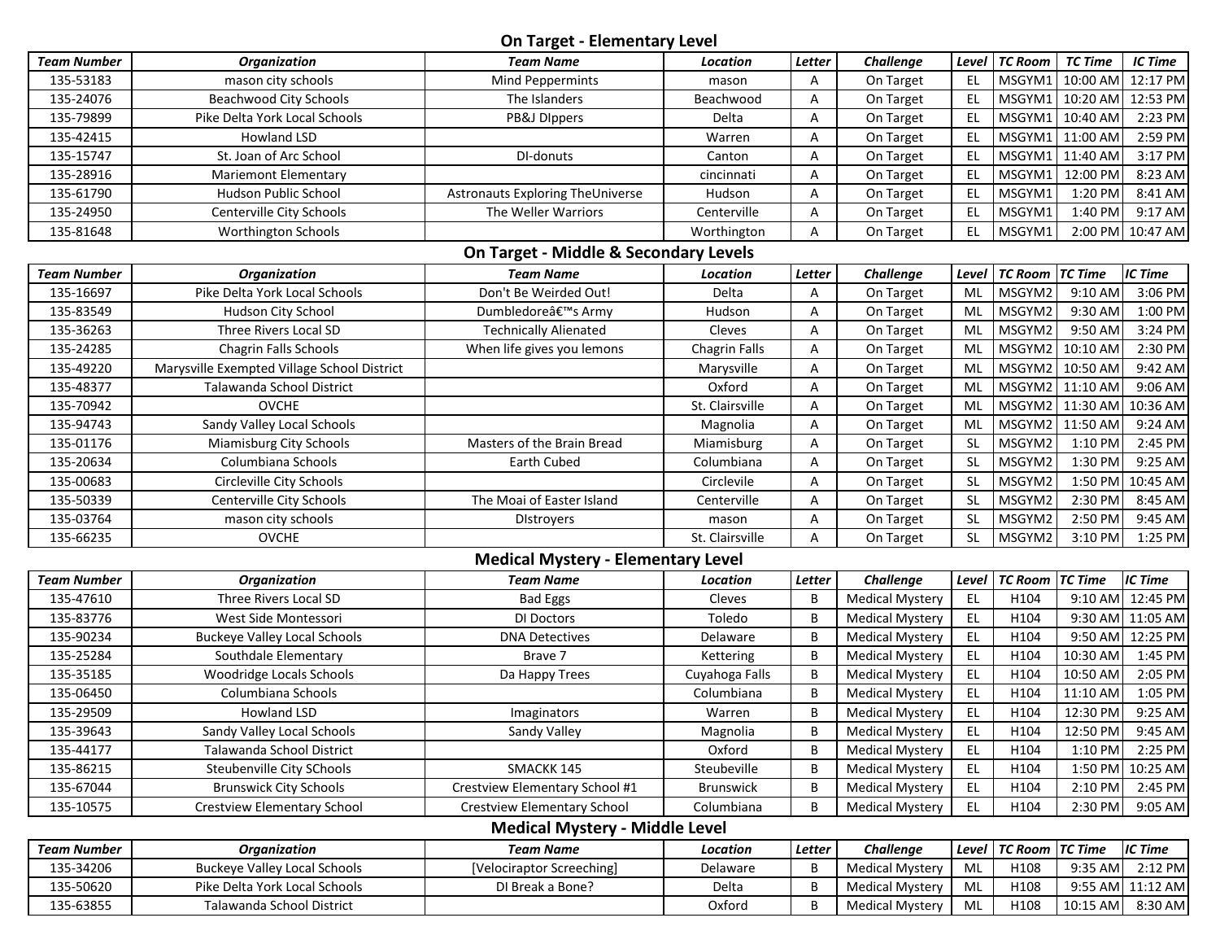## On Target - Elementary Level

| Team Number | Organization | Team Name | Location | Letter | Challenge | Level | TC Room | TC Time | IC Time |
|---|---|---|---|---|---|---|---|---|---|
| 135-53183 | mason city schools | Mind Peppermints | mason | A | On Target | EL | MSGYM1 | 10:00 AM | 12:17 PM |
| 135-24076 | Beachwood City Schools | The Islanders | Beachwood | A | On Target | EL | MSGYM1 | 10:20 AM | 12:53 PM |
| 135-79899 | Pike Delta York Local Schools | PB&J DIppers | Delta | A | On Target | EL | MSGYM1 | 10:40 AM | 2:23 PM |
| 135-42415 | Howland LSD | | Warren | A | On Target | EL | MSGYM1 | 11:00 AM | 2:59 PM |
| 135-15747 | St. Joan of Arc School | DI-donuts | Canton | A | On Target | EL | MSGYM1 | 11:40 AM | 3:17 PM |
| 135-28916 | Mariemont Elementary | | cincinnati | A | On Target | EL | MSGYM1 | 12:00 PM | 8:23 AM |
| 135-61790 | Hudson Public School | Astronauts Exploring TheUniverse | Hudson | A | On Target | EL | MSGYM1 | 1:20 PM | 8:41 AM |
| 135-24950 | Centerville City Schools | The Weller Warriors | Centerville | A | On Target | EL | MSGYM1 | 1:40 PM | 9:17 AM |
| 135-81648 | Worthington Schools | | Worthington | A | On Target | EL | MSGYM1 | 2:00 PM | 10:47 AM |

## On Target - Middle & Secondary Levels

| Team Number | Organization | Team Name | Location | Letter | Challenge | Level | TC Room | TC Time | IC Time |
|---|---|---|---|---|---|---|---|---|---|
| 135-16697 | Pike Delta York Local Schools | Don't Be Weirded Out! | Delta | A | On Target | ML | MSGYM2 | 9:10 AM | 3:06 PM |
| 135-83549 | Hudson City School | Dumbledoreâ€™s Army | Hudson | A | On Target | ML | MSGYM2 | 9:30 AM | 1:00 PM |
| 135-36263 | Three Rivers Local SD | Technically Alienated | Cleves | A | On Target | ML | MSGYM2 | 9:50 AM | 3:24 PM |
| 135-24285 | Chagrin Falls Schools | When life gives you lemons | Chagrin Falls | A | On Target | ML | MSGYM2 | 10:10 AM | 2:30 PM |
| 135-49220 | Marysville Exempted Village School District | | Marysville | A | On Target | ML | MSGYM2 | 10:50 AM | 9:42 AM |
| 135-48377 | Talawanda School District | | Oxford | A | On Target | ML | MSGYM2 | 11:10 AM | 9:06 AM |
| 135-70942 | OVCHE | | St. Clairsville | A | On Target | ML | MSGYM2 | 11:30 AM | 10:36 AM |
| 135-94743 | Sandy Valley Local Schools | | Magnolia | A | On Target | ML | MSGYM2 | 11:50 AM | 9:24 AM |
| 135-01176 | Miamisburg City Schools | Masters of the Brain Bread | Miamisburg | A | On Target | SL | MSGYM2 | 1:10 PM | 2:45 PM |
| 135-20634 | Columbiana Schools | Earth Cubed | Columbiana | A | On Target | SL | MSGYM2 | 1:30 PM | 9:25 AM |
| 135-00683 | Circleville City Schools | | Circlevile | A | On Target | SL | MSGYM2 | 1:50 PM | 10:45 AM |
| 135-50339 | Centerville City Schools | The Moai of Easter Island | Centerville | A | On Target | SL | MSGYM2 | 2:30 PM | 8:45 AM |
| 135-03764 | mason city schools | DIstroyers | mason | A | On Target | SL | MSGYM2 | 2:50 PM | 9:45 AM |
| 135-66235 | OVCHE | | St. Clairsville | A | On Target | SL | MSGYM2 | 3:10 PM | 1:25 PM |

## Medical Mystery - Elementary Level

| Team Number | Organization | Team Name | Location | Letter | Challenge | Level | TC Room | TC Time | IC Time |
|---|---|---|---|---|---|---|---|---|---|
| 135-47610 | Three Rivers Local SD | Bad Eggs | Cleves | B | Medical Mystery | EL | H104 | 9:10 AM | 12:45 PM |
| 135-83776 | West Side Montessori | DI Doctors | Toledo | B | Medical Mystery | EL | H104 | 9:30 AM | 11:05 AM |
| 135-90234 | Buckeye Valley Local Schools | DNA Detectives | Delaware | B | Medical Mystery | EL | H104 | 9:50 AM | 12:25 PM |
| 135-25284 | Southdale Elementary | Brave 7 | Kettering | B | Medical Mystery | EL | H104 | 10:30 AM | 1:45 PM |
| 135-35185 | Woodridge Locals Schools | Da Happy Trees | Cuyahoga Falls | B | Medical Mystery | EL | H104 | 10:50 AM | 2:05 PM |
| 135-06450 | Columbiana Schools | | Columbiana | B | Medical Mystery | EL | H104 | 11:10 AM | 1:05 PM |
| 135-29509 | Howland LSD | Imaginators | Warren | B | Medical Mystery | EL | H104 | 12:30 PM | 9:25 AM |
| 135-39643 | Sandy Valley Local Schools | Sandy Valley | Magnolia | B | Medical Mystery | EL | H104 | 12:50 PM | 9:45 AM |
| 135-44177 | Talawanda School District | | Oxford | B | Medical Mystery | EL | H104 | 1:10 PM | 2:25 PM |
| 135-86215 | Steubenville City SChools | SMACKK 145 | Steubeville | B | Medical Mystery | EL | H104 | 1:50 PM | 10:25 AM |
| 135-67044 | Brunswick City Schools | Crestview Elementary School #1 | Brunswick | B | Medical Mystery | EL | H104 | 2:10 PM | 2:45 PM |
| 135-10575 | Crestview Elementary School | Crestview Elementary School | Columbiana | B | Medical Mystery | EL | H104 | 2:30 PM | 9:05 AM |

## Medical Mystery - Middle Level

| Team Number | Organization | Team Name | Location | Letter | Challenge | Level | TC Room | TC Time | IC Time |
|---|---|---|---|---|---|---|---|---|---|
| 135-34206 | Buckeye Valley Local Schools | [Velociraptor Screeching] | Delaware | B | Medical Mystery | ML | H108 | 9:35 AM | 2:12 PM |
| 135-50620 | Pike Delta York Local Schools | DI Break a Bone? | Delta | B | Medical Mystery | ML | H108 | 9:55 AM | 11:12 AM |
| 135-63855 | Talawanda School District | | Oxford | B | Medical Mystery | ML | H108 | 10:15 AM | 8:30 AM |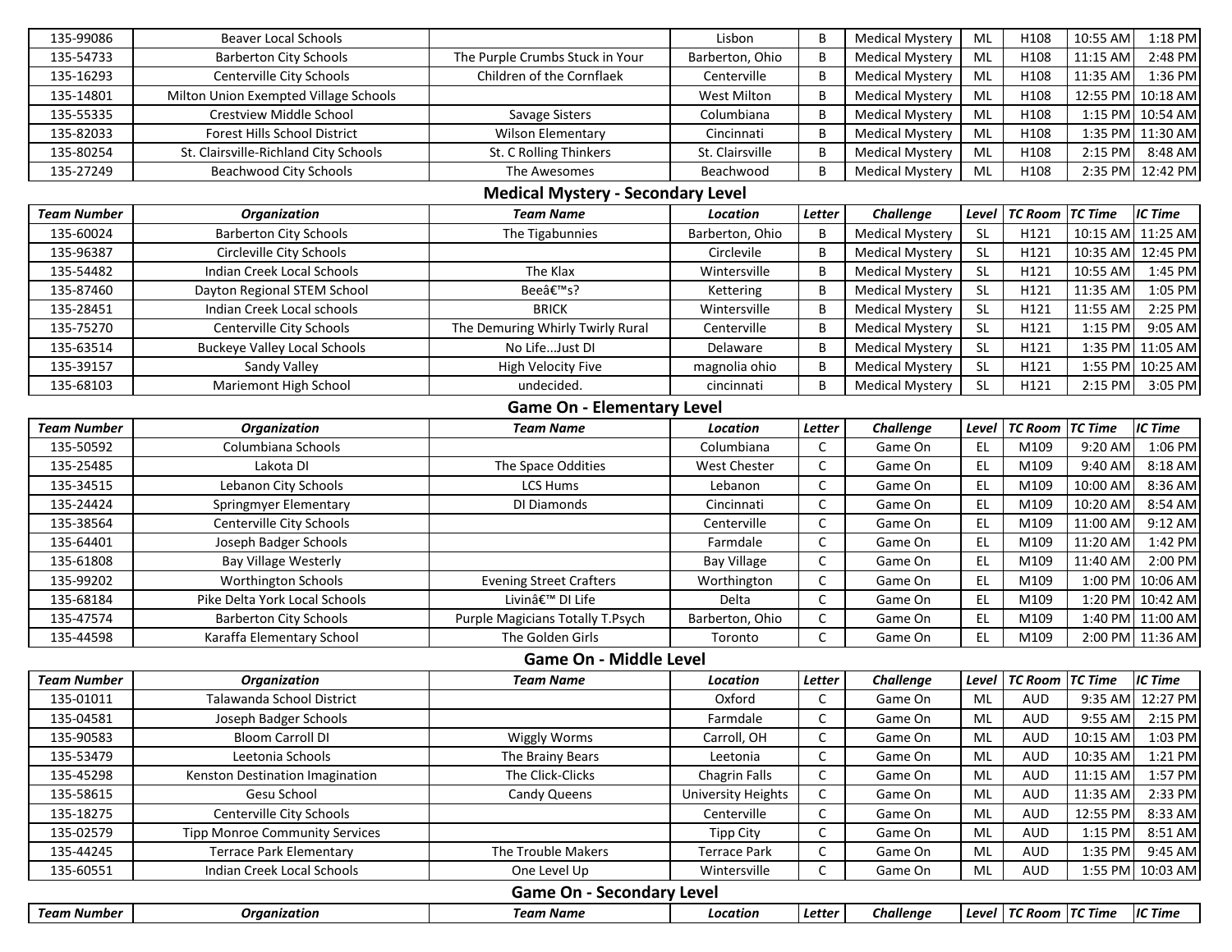| Team Number | Organization | Team Name | Location | Letter | Challenge | Level | TC Room | TC Time | IC Time |
|---|---|---|---|---|---|---|---|---|---|
| 135-99086 | Beaver Local Schools | | Lisbon | B | Medical Mystery | ML | H108 | 10:55 AM | 1:18 PM |
| 135-54733 | Barberton City Schools | The Purple Crumbs Stuck in Your | Barberton, Ohio | B | Medical Mystery | ML | H108 | 11:15 AM | 2:48 PM |
| 135-16293 | Centerville City Schools | Children of the Cornflaek | Centerville | B | Medical Mystery | ML | H108 | 11:35 AM | 1:36 PM |
| 135-14801 | Milton Union Exempted Village Schools | | West Milton | B | Medical Mystery | ML | H108 | 12:55 PM | 10:18 AM |
| 135-55335 | Crestview Middle School | Savage Sisters | Columbiana | B | Medical Mystery | ML | H108 | 1:15 PM | 10:54 AM |
| 135-82033 | Forest Hills School District | Wilson Elementary | Cincinnati | B | Medical Mystery | ML | H108 | 1:35 PM | 11:30 AM |
| 135-80254 | St. Clairsville-Richland City Schools | St. C Rolling Thinkers | St. Clairsville | B | Medical Mystery | ML | H108 | 2:15 PM | 8:48 AM |
| 135-27249 | Beachwood City Schools | The Awesomes | Beachwood | B | Medical Mystery | ML | H108 | 2:35 PM | 12:42 PM |

## Medical Mystery - Secondary Level

| Team Number | Organization | Team Name | Location | Letter | Challenge | Level | TC Room | TC Time | IC Time |
|---|---|---|---|---|---|---|---|---|---|
| 135-60024 | Barberton City Schools | The Tigabunnies | Barberton, Ohio | B | Medical Mystery | SL | H121 | 10:15 AM | 11:25 AM |
| 135-96387 | Circleville City Schools | | Circlevile | B | Medical Mystery | SL | H121 | 10:35 AM | 12:45 PM |
| 135-54482 | Indian Creek Local Schools | The Klax | Wintersville | B | Medical Mystery | SL | H121 | 10:55 AM | 1:45 PM |
| 135-87460 | Dayton Regional STEM School | Beeâ€™s? | Kettering | B | Medical Mystery | SL | H121 | 11:35 AM | 1:05 PM |
| 135-28451 | Indian Creek Local schools | BRICK | Wintersville | B | Medical Mystery | SL | H121 | 11:55 AM | 2:25 PM |
| 135-75270 | Centerville City Schools | The Demuring Whirly Twirly Rural | Centerville | B | Medical Mystery | SL | H121 | 1:15 PM | 9:05 AM |
| 135-63514 | Buckeye Valley Local Schools | No Life...Just DI | Delaware | B | Medical Mystery | SL | H121 | 1:35 PM | 11:05 AM |
| 135-39157 | Sandy Valley | High Velocity Five | magnolia ohio | B | Medical Mystery | SL | H121 | 1:55 PM | 10:25 AM |
| 135-68103 | Mariemont High School | undecided. | cincinnati | B | Medical Mystery | SL | H121 | 2:15 PM | 3:05 PM |

## Game On - Elementary Level

| Team Number | Organization | Team Name | Location | Letter | Challenge | Level | TC Room | TC Time | IC Time |
|---|---|---|---|---|---|---|---|---|---|
| 135-50592 | Columbiana Schools | | Columbiana | C | Game On | EL | M109 | 9:20 AM | 1:06 PM |
| 135-25485 | Lakota DI | The Space Oddities | West Chester | C | Game On | EL | M109 | 9:40 AM | 8:18 AM |
| 135-34515 | Lebanon City Schools | LCS Hums | Lebanon | C | Game On | EL | M109 | 10:00 AM | 8:36 AM |
| 135-24424 | Springmyer Elementary | DI Diamonds | Cincinnati | C | Game On | EL | M109 | 10:20 AM | 8:54 AM |
| 135-38564 | Centerville City Schools | | Centerville | C | Game On | EL | M109 | 11:00 AM | 9:12 AM |
| 135-64401 | Joseph Badger Schools | | Farmdale | C | Game On | EL | M109 | 11:20 AM | 1:42 PM |
| 135-61808 | Bay Village Westerly | | Bay Village | C | Game On | EL | M109 | 11:40 AM | 2:00 PM |
| 135-99202 | Worthington Schools | Evening Street Crafters | Worthington | C | Game On | EL | M109 | 1:00 PM | 10:06 AM |
| 135-68184 | Pike Delta York Local Schools | Livinâ€™ DI Life | Delta | C | Game On | EL | M109 | 1:20 PM | 10:42 AM |
| 135-47574 | Barberton City Schools | Purple Magicians Totally T.Psych | Barberton, Ohio | C | Game On | EL | M109 | 1:40 PM | 11:00 AM |
| 135-44598 | Karaffa Elementary School | The Golden Girls | Toronto | C | Game On | EL | M109 | 2:00 PM | 11:36 AM |

## Game On - Middle Level

| Team Number | Organization | Team Name | Location | Letter | Challenge | Level | TC Room | TC Time | IC Time |
|---|---|---|---|---|---|---|---|---|---|
| 135-01011 | Talawanda School District | | Oxford | C | Game On | ML | AUD | 9:35 AM | 12:27 PM |
| 135-04581 | Joseph Badger Schools | | Farmdale | C | Game On | ML | AUD | 9:55 AM | 2:15 PM |
| 135-90583 | Bloom Carroll DI | Wiggly Worms | Carroll, OH | C | Game On | ML | AUD | 10:15 AM | 1:03 PM |
| 135-53479 | Leetonia Schools | The Brainy Bears | Leetonia | C | Game On | ML | AUD | 10:35 AM | 1:21 PM |
| 135-45298 | Kenston Destination Imagination | The Click-Clicks | Chagrin Falls | C | Game On | ML | AUD | 11:15 AM | 1:57 PM |
| 135-58615 | Gesu School | Candy Queens | University Heights | C | Game On | ML | AUD | 11:35 AM | 2:33 PM |
| 135-18275 | Centerville City Schools | | Centerville | C | Game On | ML | AUD | 12:55 PM | 8:33 AM |
| 135-02579 | Tipp Monroe Community Services | | Tipp City | C | Game On | ML | AUD | 1:15 PM | 8:51 AM |
| 135-44245 | Terrace Park Elementary | The Trouble Makers | Terrace Park | C | Game On | ML | AUD | 1:35 PM | 9:45 AM |
| 135-60551 | Indian Creek Local Schools | One Level Up | Wintersville | C | Game On | ML | AUD | 1:55 PM | 10:03 AM |

## Game On - Secondary Level

| Team Number | Organization | Team Name | Location | Letter | Challenge | Level | TC Room | TC Time | IC Time |
|---|---|---|---|---|---|---|---|---|---|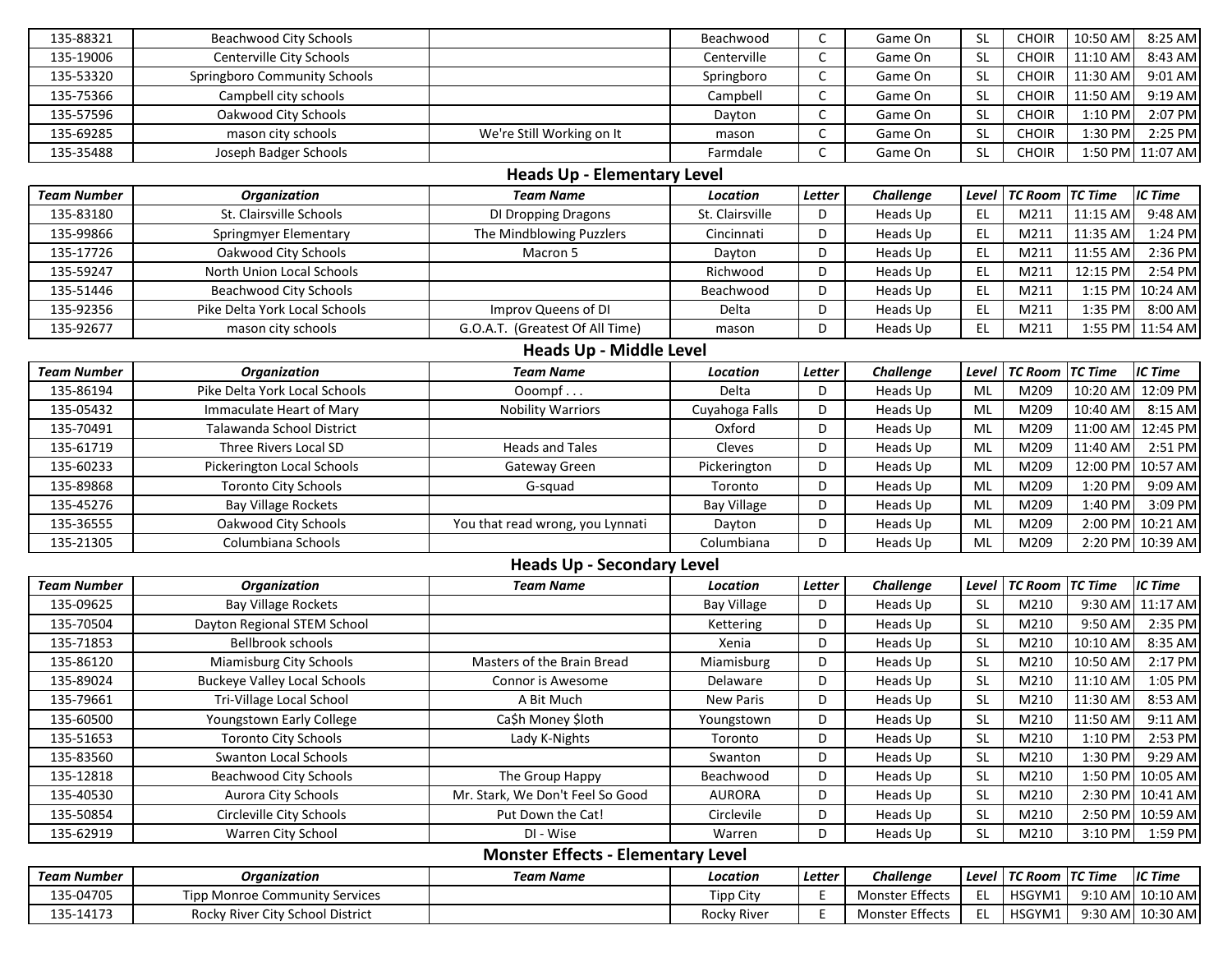| | | | | | | | | | |
|---|---|---|---|---|---|---|---|---|---|
| 135-88321 | Beachwood City Schools | | Beachwood | C | Game On | SL | CHOIR | 10:50 AM | 8:25 AM |
| 135-19006 | Centerville City Schools | | Centerville | C | Game On | SL | CHOIR | 11:10 AM | 8:43 AM |
| 135-53320 | Springboro Community Schools | | Springboro | C | Game On | SL | CHOIR | 11:30 AM | 9:01 AM |
| 135-75366 | Campbell city schools | | Campbell | C | Game On | SL | CHOIR | 11:50 AM | 9:19 AM |
| 135-57596 | Oakwood City Schools | | Dayton | C | Game On | SL | CHOIR | 1:10 PM | 2:07 PM |
| 135-69285 | mason city schools | We're Still Working on It | mason | C | Game On | SL | CHOIR | 1:30 PM | 2:25 PM |
| 135-35488 | Joseph Badger Schools | | Farmdale | C | Game On | SL | CHOIR | 1:50 PM | 11:07 AM |

## Heads Up - Elementary Level

| Team Number | Organization | Team Name | Location | Letter | Challenge | Level | TC Room | TC Time | IC Time |
|---|---|---|---|---|---|---|---|---|---|
| 135-83180 | St. Clairsville Schools | DI Dropping Dragons | St. Clairsville | D | Heads Up | EL | M211 | 11:15 AM | 9:48 AM |
| 135-99866 | Springmyer Elementary | The Mindblowing Puzzlers | Cincinnati | D | Heads Up | EL | M211 | 11:35 AM | 1:24 PM |
| 135-17726 | Oakwood City Schools | Macron 5 | Dayton | D | Heads Up | EL | M211 | 11:55 AM | 2:36 PM |
| 135-59247 | North Union Local Schools | | Richwood | D | Heads Up | EL | M211 | 12:15 PM | 2:54 PM |
| 135-51446 | Beachwood City Schools | | Beachwood | D | Heads Up | EL | M211 | 1:15 PM | 10:24 AM |
| 135-92356 | Pike Delta York Local Schools | Improv Queens of DI | Delta | D | Heads Up | EL | M211 | 1:35 PM | 8:00 AM |
| 135-92677 | mason city schools | G.O.A.T. (Greatest Of All Time) | mason | D | Heads Up | EL | M211 | 1:55 PM | 11:54 AM |

## Heads Up - Middle Level

| Team Number | Organization | Team Name | Location | Letter | Challenge | Level | TC Room | TC Time | IC Time |
|---|---|---|---|---|---|---|---|---|---|
| 135-86194 | Pike Delta York Local Schools | Ooompf . . . | Delta | D | Heads Up | ML | M209 | 10:20 AM | 12:09 PM |
| 135-05432 | Immaculate Heart of Mary | Nobility Warriors | Cuyahoga Falls | D | Heads Up | ML | M209 | 10:40 AM | 8:15 AM |
| 135-70491 | Talawanda School District | | Oxford | D | Heads Up | ML | M209 | 11:00 AM | 12:45 PM |
| 135-61719 | Three Rivers Local SD | Heads and Tales | Cleves | D | Heads Up | ML | M209 | 11:40 AM | 2:51 PM |
| 135-60233 | Pickerington Local Schools | Gateway Green | Pickerington | D | Heads Up | ML | M209 | 12:00 PM | 10:57 AM |
| 135-89868 | Toronto City Schools | G-squad | Toronto | D | Heads Up | ML | M209 | 1:20 PM | 9:09 AM |
| 135-45276 | Bay Village Rockets | | Bay Village | D | Heads Up | ML | M209 | 1:40 PM | 3:09 PM |
| 135-36555 | Oakwood City Schools | You that read wrong, you Lynnati | Dayton | D | Heads Up | ML | M209 | 2:00 PM | 10:21 AM |
| 135-21305 | Columbiana Schools | | Columbiana | D | Heads Up | ML | M209 | 2:20 PM | 10:39 AM |

## Heads Up - Secondary Level

| Team Number | Organization | Team Name | Location | Letter | Challenge | Level | TC Room | TC Time | IC Time |
|---|---|---|---|---|---|---|---|---|---|
| 135-09625 | Bay Village Rockets | | Bay Village | D | Heads Up | SL | M210 | 9:30 AM | 11:17 AM |
| 135-70504 | Dayton Regional STEM School | | Kettering | D | Heads Up | SL | M210 | 9:50 AM | 2:35 PM |
| 135-71853 | Bellbrook schools | | Xenia | D | Heads Up | SL | M210 | 10:10 AM | 8:35 AM |
| 135-86120 | Miamisburg City Schools | Masters of the Brain Bread | Miamisburg | D | Heads Up | SL | M210 | 10:50 AM | 2:17 PM |
| 135-89024 | Buckeye Valley Local Schools | Connor is Awesome | Delaware | D | Heads Up | SL | M210 | 11:10 AM | 1:05 PM |
| 135-79661 | Tri-Village Local School | A Bit Much | New Paris | D | Heads Up | SL | M210 | 11:30 AM | 8:53 AM |
| 135-60500 | Youngstown Early College | Ca$h Money $loth | Youngstown | D | Heads Up | SL | M210 | 11:50 AM | 9:11 AM |
| 135-51653 | Toronto City Schools | Lady K-Nights | Toronto | D | Heads Up | SL | M210 | 1:10 PM | 2:53 PM |
| 135-83560 | Swanton Local Schools | | Swanton | D | Heads Up | SL | M210 | 1:30 PM | 9:29 AM |
| 135-12818 | Beachwood City Schools | The Group Happy | Beachwood | D | Heads Up | SL | M210 | 1:50 PM | 10:05 AM |
| 135-40530 | Aurora City Schools | Mr. Stark, We Don't Feel So Good | AURORA | D | Heads Up | SL | M210 | 2:30 PM | 10:41 AM |
| 135-50854 | Circleville City Schools | Put Down the Cat! | Circlevile | D | Heads Up | SL | M210 | 2:50 PM | 10:59 AM |
| 135-62919 | Warren City School | DI - Wise | Warren | D | Heads Up | SL | M210 | 3:10 PM | 1:59 PM |

## Monster Effects - Elementary Level

| Team Number | Organization | Team Name | Location | Letter | Challenge | Level | TC Room | TC Time | IC Time |
|---|---|---|---|---|---|---|---|---|---|
| 135-04705 | Tipp Monroe Community Services | | Tipp City | E | Monster Effects | EL | HSGYM1 | 9:10 AM | 10:10 AM |
| 135-14173 | Rocky River City School District | | Rocky River | E | Monster Effects | EL | HSGYM1 | 9:30 AM | 10:30 AM |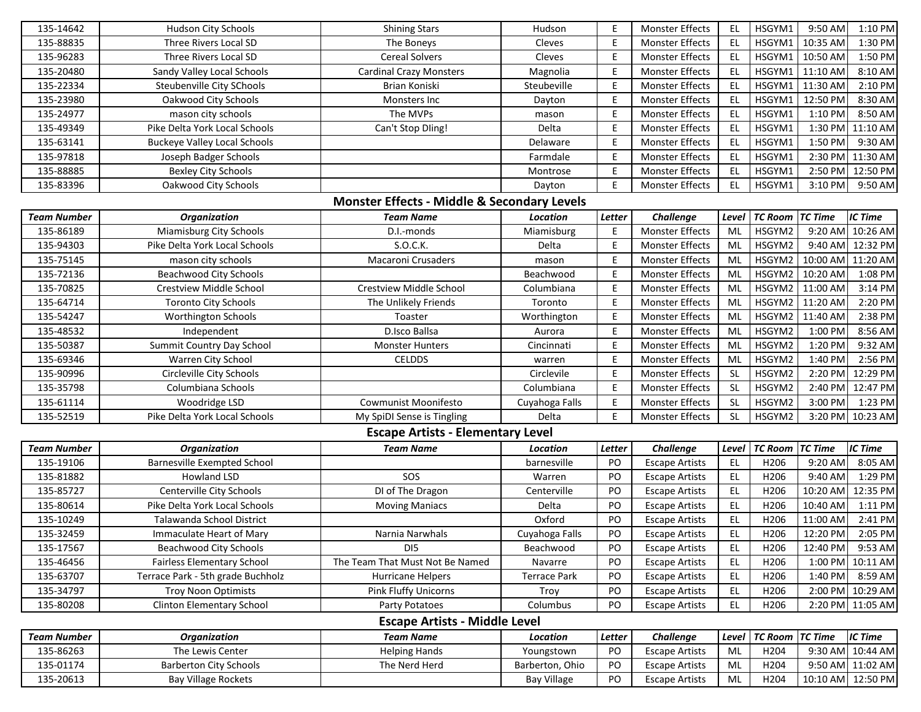| 135-14642 | Hudson City Schools | Shining Stars | Hudson | E | Monster Effects | EL | HSGYM1 | 9:50 AM | 1:10 PM |
|---|---|---|---|---|---|---|---|---|---|
| 135-88835 | Three Rivers Local SD | The Boneys | Cleves | E | Monster Effects | EL | HSGYM1 | 10:35 AM | 1:30 PM |
| 135-96283 | Three Rivers Local SD | Cereal Solvers | Cleves | E | Monster Effects | EL | HSGYM1 | 10:50 AM | 1:50 PM |
| 135-20480 | Sandy Valley Local Schools | Cardinal Crazy Monsters | Magnolia | E | Monster Effects | EL | HSGYM1 | 11:10 AM | 8:10 AM |
| 135-22334 | Steubenville City SChools | Brian Koniski | Steubeville | E | Monster Effects | EL | HSGYM1 | 11:30 AM | 2:10 PM |
| 135-23980 | Oakwood City Schools | Monsters Inc | Dayton | E | Monster Effects | EL | HSGYM1 | 12:50 PM | 8:30 AM |
| 135-24977 | mason city schools | The MVPs | mason | E | Monster Effects | EL | HSGYM1 | 1:10 PM | 8:50 AM |
| 135-49349 | Pike Delta York Local Schools | Can't Stop DIing! | Delta | E | Monster Effects | EL | HSGYM1 | 1:30 PM | 11:10 AM |
| 135-63141 | Buckeye Valley Local Schools | | Delaware | E | Monster Effects | EL | HSGYM1 | 1:50 PM | 9:30 AM |
| 135-97818 | Joseph Badger Schools | | Farmdale | E | Monster Effects | EL | HSGYM1 | 2:30 PM | 11:30 AM |
| 135-88885 | Bexley City Schools | | Montrose | E | Monster Effects | EL | HSGYM1 | 2:50 PM | 12:50 PM |
| 135-83396 | Oakwood City Schools | | Dayton | E | Monster Effects | EL | HSGYM1 | 3:10 PM | 9:50 AM |

## Monster Effects - Middle & Secondary Levels

| *Team Number* | *Organization* | *Team Name* | *Location* | *Letter* | *Challenge* | *Level* | *TC Room* | *TC Time* | *IC Time* |
|---|---|---|---|---|---|---|---|---|---|
| 135-86189 | Miamisburg City Schools | D.I.-monds | Miamisburg | E | Monster Effects | ML | HSGYM2 | 9:20 AM | 10:26 AM |
| 135-94303 | Pike Delta York Local Schools | S.O.C.K. | Delta | E | Monster Effects | ML | HSGYM2 | 9:40 AM | 12:32 PM |
| 135-75145 | mason city schools | Macaroni Crusaders | mason | E | Monster Effects | ML | HSGYM2 | 10:00 AM | 11:20 AM |
| 135-72136 | Beachwood City Schools | | Beachwood | E | Monster Effects | ML | HSGYM2 | 10:20 AM | 1:08 PM |
| 135-70825 | Crestview Middle School | Crestview Middle School | Columbiana | E | Monster Effects | ML | HSGYM2 | 11:00 AM | 3:14 PM |
| 135-64714 | Toronto City Schools | The Unlikely Friends | Toronto | E | Monster Effects | ML | HSGYM2 | 11:20 AM | 2:20 PM |
| 135-54247 | Worthington Schools | Toaster | Worthington | E | Monster Effects | ML | HSGYM2 | 11:40 AM | 2:38 PM |
| 135-48532 | Independent | D.Isco Ballsa | Aurora | E | Monster Effects | ML | HSGYM2 | 1:00 PM | 8:56 AM |
| 135-50387 | Summit Country Day School | Monster Hunters | Cincinnati | E | Monster Effects | ML | HSGYM2 | 1:20 PM | 9:32 AM |
| 135-69346 | Warren City School | CELDDS | warren | E | Monster Effects | ML | HSGYM2 | 1:40 PM | 2:56 PM |
| 135-90996 | Circleville City Schools | | Circlevile | E | Monster Effects | SL | HSGYM2 | 2:20 PM | 12:29 PM |
| 135-35798 | Columbiana Schools | | Columbiana | E | Monster Effects | SL | HSGYM2 | 2:40 PM | 12:47 PM |
| 135-61114 | Woodridge LSD | Cowmunist Moonifesto | Cuyahoga Falls | E | Monster Effects | SL | HSGYM2 | 3:00 PM | 1:23 PM |
| 135-52519 | Pike Delta York Local Schools | My SpiDI Sense is Tingling | Delta | E | Monster Effects | SL | HSGYM2 | 3:20 PM | 10:23 AM |

## Escape Artists - Elementary Level

| *Team Number* | *Organization* | *Team Name* | *Location* | *Letter* | *Challenge* | *Level* | *TC Room* | *TC Time* | *IC Time* |
|---|---|---|---|---|---|---|---|---|---|
| 135-19106 | Barnesville Exempted School | | barnesville | PO | Escape Artists | EL | H206 | 9:20 AM | 8:05 AM |
| 135-81882 | Howland LSD | SOS | Warren | PO | Escape Artists | EL | H206 | 9:40 AM | 1:29 PM |
| 135-85727 | Centerville City Schools | DI of The Dragon | Centerville | PO | Escape Artists | EL | H206 | 10:20 AM | 12:35 PM |
| 135-80614 | Pike Delta York Local Schools | Moving Maniacs | Delta | PO | Escape Artists | EL | H206 | 10:40 AM | 1:11 PM |
| 135-10249 | Talawanda School District | | Oxford | PO | Escape Artists | EL | H206 | 11:00 AM | 2:41 PM |
| 135-32459 | Immaculate Heart of Mary | Narnia Narwhals | Cuyahoga Falls | PO | Escape Artists | EL | H206 | 12:20 PM | 2:05 PM |
| 135-17567 | Beachwood City Schools | DI5 | Beachwood | PO | Escape Artists | EL | H206 | 12:40 PM | 9:53 AM |
| 135-46456 | Fairless Elementary School | The Team That Must Not Be Named | Navarre | PO | Escape Artists | EL | H206 | 1:00 PM | 10:11 AM |
| 135-63707 | Terrace Park - 5th grade Buchholz | Hurricane Helpers | Terrace Park | PO | Escape Artists | EL | H206 | 1:40 PM | 8:59 AM |
| 135-34797 | Troy Noon Optimists | Pink Fluffy Unicorns | Troy | PO | Escape Artists | EL | H206 | 2:00 PM | 10:29 AM |
| 135-80208 | Clinton Elementary School | Party Potatoes | Columbus | PO | Escape Artists | EL | H206 | 2:20 PM | 11:05 AM |

## Escape Artists - Middle Level

| *Team Number* | *Organization* | *Team Name* | *Location* | *Letter* | *Challenge* | *Level* | *TC Room* | *TC Time* | *IC Time* |
|---|---|---|---|---|---|---|---|---|---|
| 135-86263 | The Lewis Center | Helping Hands | Youngstown | PO | Escape Artists | ML | H204 | 9:30 AM | 10:44 AM |
| 135-01174 | Barberton City Schools | The Nerd Herd | Barberton, Ohio | PO | Escape Artists | ML | H204 | 9:50 AM | 11:02 AM |
| 135-20613 | Bay Village Rockets | | Bay Village | PO | Escape Artists | ML | H204 | 10:10 AM | 12:50 PM |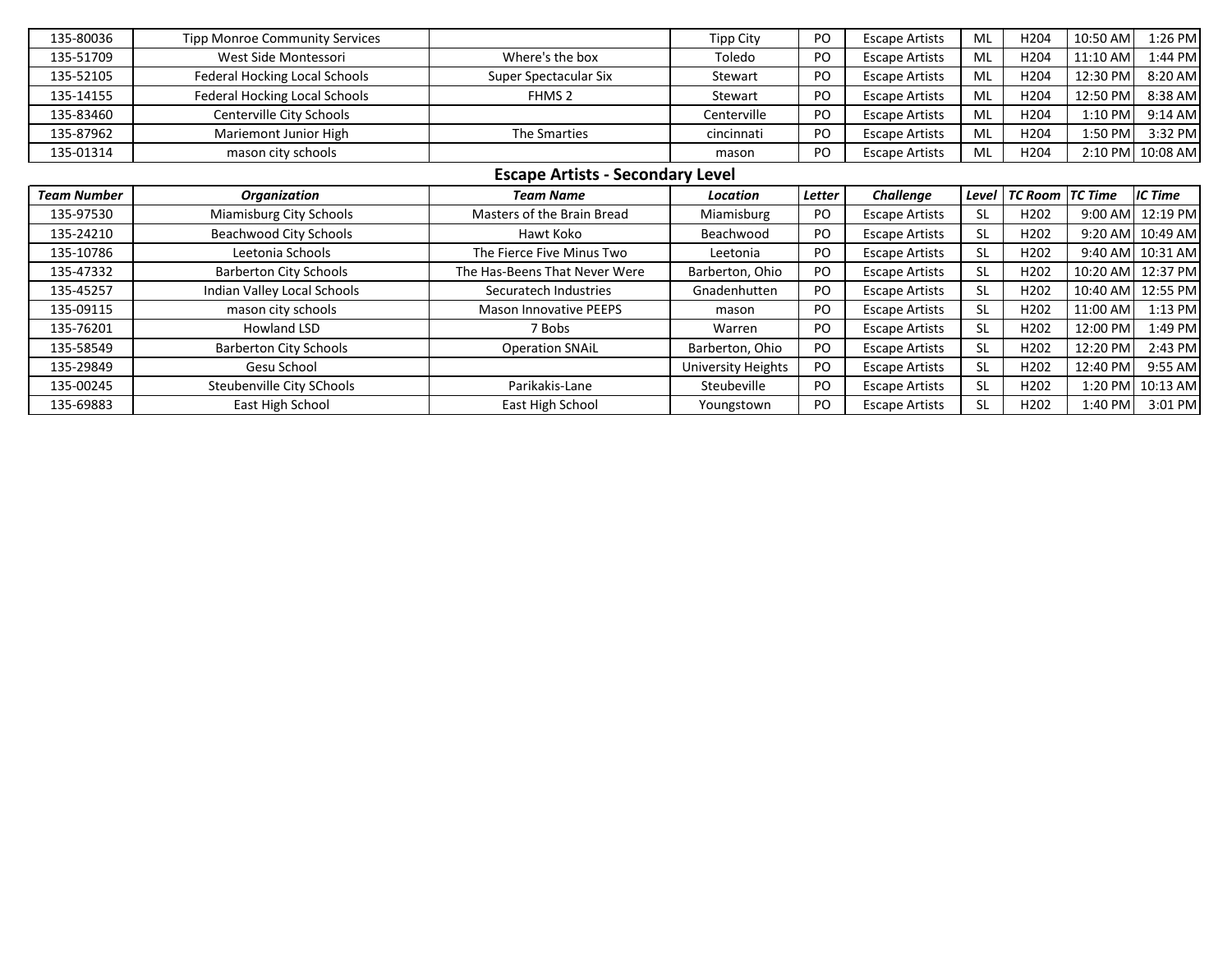| | | | | | | | | | |
|---|---|---|---|---|---|---|---|---|---|
| 135-80036 | Tipp Monroe Community Services | | Tipp City | PO | Escape Artists | ML | H204 | 10:50 AM | 1:26 PM |
| 135-51709 | West Side Montessori | Where's the box | Toledo | PO | Escape Artists | ML | H204 | 11:10 AM | 1:44 PM |
| 135-52105 | Federal Hocking Local Schools | Super Spectacular Six | Stewart | PO | Escape Artists | ML | H204 | 12:30 PM | 8:20 AM |
| 135-14155 | Federal Hocking Local Schools | FHMS 2 | Stewart | PO | Escape Artists | ML | H204 | 12:50 PM | 8:38 AM |
| 135-83460 | Centerville City Schools | | Centerville | PO | Escape Artists | ML | H204 | 1:10 PM | 9:14 AM |
| 135-87962 | Mariemont Junior High | The Smarties | cincinnati | PO | Escape Artists | ML | H204 | 1:50 PM | 3:32 PM |
| 135-01314 | mason city schools | | mason | PO | Escape Artists | ML | H204 | 2:10 PM | 10:08 AM |

## Escape Artists - Secondary Level

| *Team Number* | *Organization* | *Team Name* | *Location* | *Letter* | *Challenge* | *Level* | *TC Room* | *TC Time* | *IC Time* |
|---|---|---|---|---|---|---|---|---|---|
| 135-97530 | Miamisburg City Schools | Masters of the Brain Bread | Miamisburg | PO | Escape Artists | SL | H202 | 9:00 AM | 12:19 PM |
| 135-24210 | Beachwood City Schools | Hawt Koko | Beachwood | PO | Escape Artists | SL | H202 | 9:20 AM | 10:49 AM |
| 135-10786 | Leetonia Schools | The Fierce Five Minus Two | Leetonia | PO | Escape Artists | SL | H202 | 9:40 AM | 10:31 AM |
| 135-47332 | Barberton City Schools | The Has-Beens That Never Were | Barberton, Ohio | PO | Escape Artists | SL | H202 | 10:20 AM | 12:37 PM |
| 135-45257 | Indian Valley Local Schools | Securatech Industries | Gnadenhutten | PO | Escape Artists | SL | H202 | 10:40 AM | 12:55 PM |
| 135-09115 | mason city schools | Mason Innovative PEEPS | mason | PO | Escape Artists | SL | H202 | 11:00 AM | 1:13 PM |
| 135-76201 | Howland LSD | 7 Bobs | Warren | PO | Escape Artists | SL | H202 | 12:00 PM | 1:49 PM |
| 135-58549 | Barberton City Schools | Operation SNAiL | Barberton, Ohio | PO | Escape Artists | SL | H202 | 12:20 PM | 2:43 PM |
| 135-29849 | Gesu School | | University Heights | PO | Escape Artists | SL | H202 | 12:40 PM | 9:55 AM |
| 135-00245 | Steubenville City SChools | Parikakis-Lane | Steubeville | PO | Escape Artists | SL | H202 | 1:20 PM | 10:13 AM |
| 135-69883 | East High School | East High School | Youngstown | PO | Escape Artists | SL | H202 | 1:40 PM | 3:01 PM |